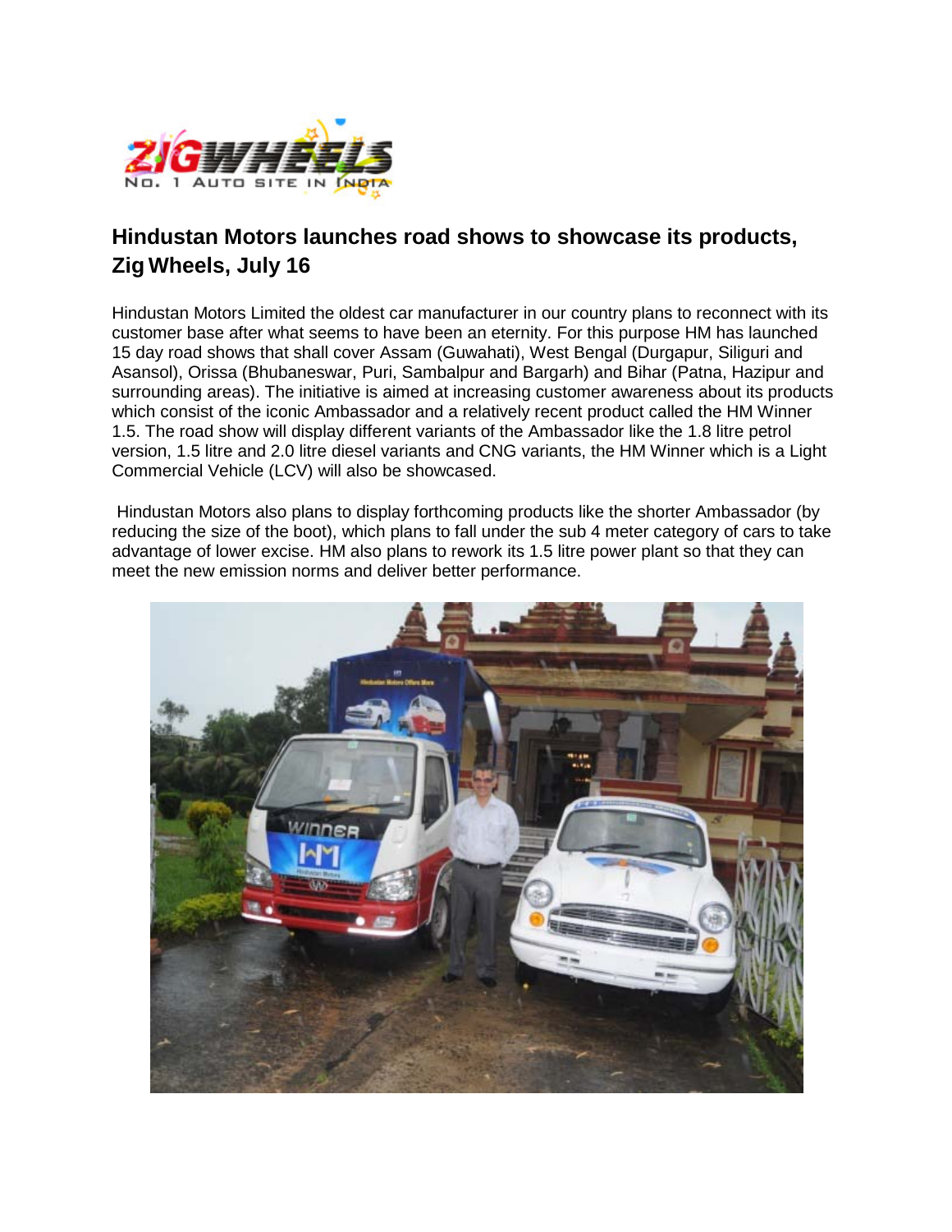## Hindustan Motors launches road shows to showcase its products, Zig Wheels, July 16

Hindustan Motors Limited the oldest car manufacturer in our country plans to reconnect with its customer base after what seems to have been an eternity. For this purpose HM has launched 15 day road shows that shall cover Assam (Guwahati), West Bengal (Durgapur, Siliguri and Asansol), Orissa (Bhubaneswar, Puri, Sambalpur and Bargarh) and Bihar (Patna, Hazipur and surrounding areas). The initiative is aimed at increasing customer awareness about its products which consist of the iconic Ambassador and a relatively recent product called the HM Winner 1.5. The road show will display different variants of the Ambassador like the 1.8 litre petrol version, 1.5 litre and 2.0 litre diesel variants and CNG variants, the HM Winner which is a Light Commercial Vehicle (LCV) will also be showcased.

Hindustan Motors also plans to display forthcoming products like the shorter Ambassador (by reducing the size of the boot), which plans to fall under the sub 4 meter category of cars to take advantage of lower excise. HM also plans to rework its 1.5 litre power plant so that they can meet the new emission norms and deliver better performance.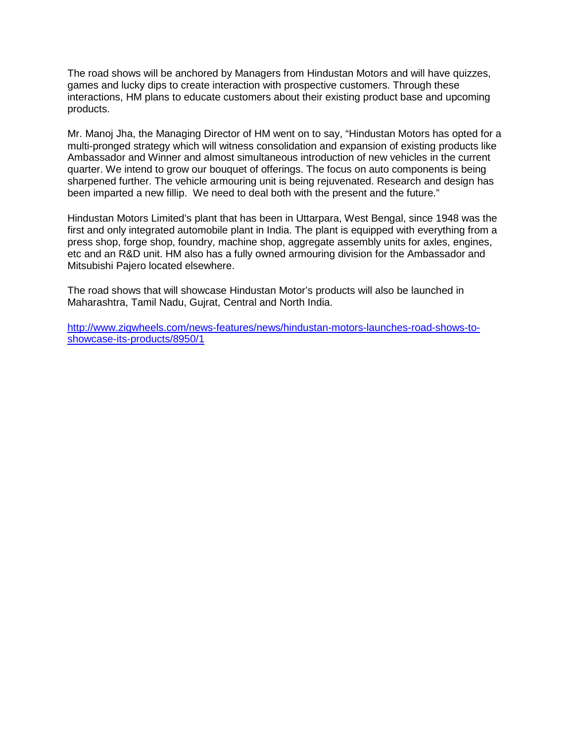The road shows will be anchored by Managers from Hindustan Motors and will have quizzes, games and lucky dips to create interaction with prospective customers. Through these interactions, HM plans to educate customers about their existing product base and upcoming products.

Mr. Manoj Jha, the Managing Director of HM went on to say, "Hindustan Motors has opted for a multi-pronged strategy which will witness consolidation and expansion of existing products like Ambassador and Winner and almost simultaneous introduction of new vehicles in the current quarter. We intend to grow our bouquet of offerings. The focus on auto components is being sharpened further. The vehicle armouring unit is being rejuvenated. Research and design has been imparted a new fillip. We need to deal both with the present and the future."

Hindustan Motors Limited's plant that has been in Uttarpara, West Bengal, since 1948 was the first and only integrated automobile plant in India. The plant is equipped with everything from a press shop, forge shop, foundry, machine shop, aggregate assembly units for axles, engines, etc and an R&D unit. HM also has a fully owned armouring division for the Ambassador and Mitsubishi Pajero located elsewhere.

The road shows that will showcase Hindustan Motor's products will also be launched in Maharashtra, Tamil Nadu, Gujrat, Central and North India.

[http://www.zigwheels.com/news-features/news/hindustan-motors-launches-road-shows-to-showcase-its-products/8950/1](http://www.zigwheels.com/news-features/news/hindustan-motors-launches-road-shows-to-showcase-its-products/8950/1)